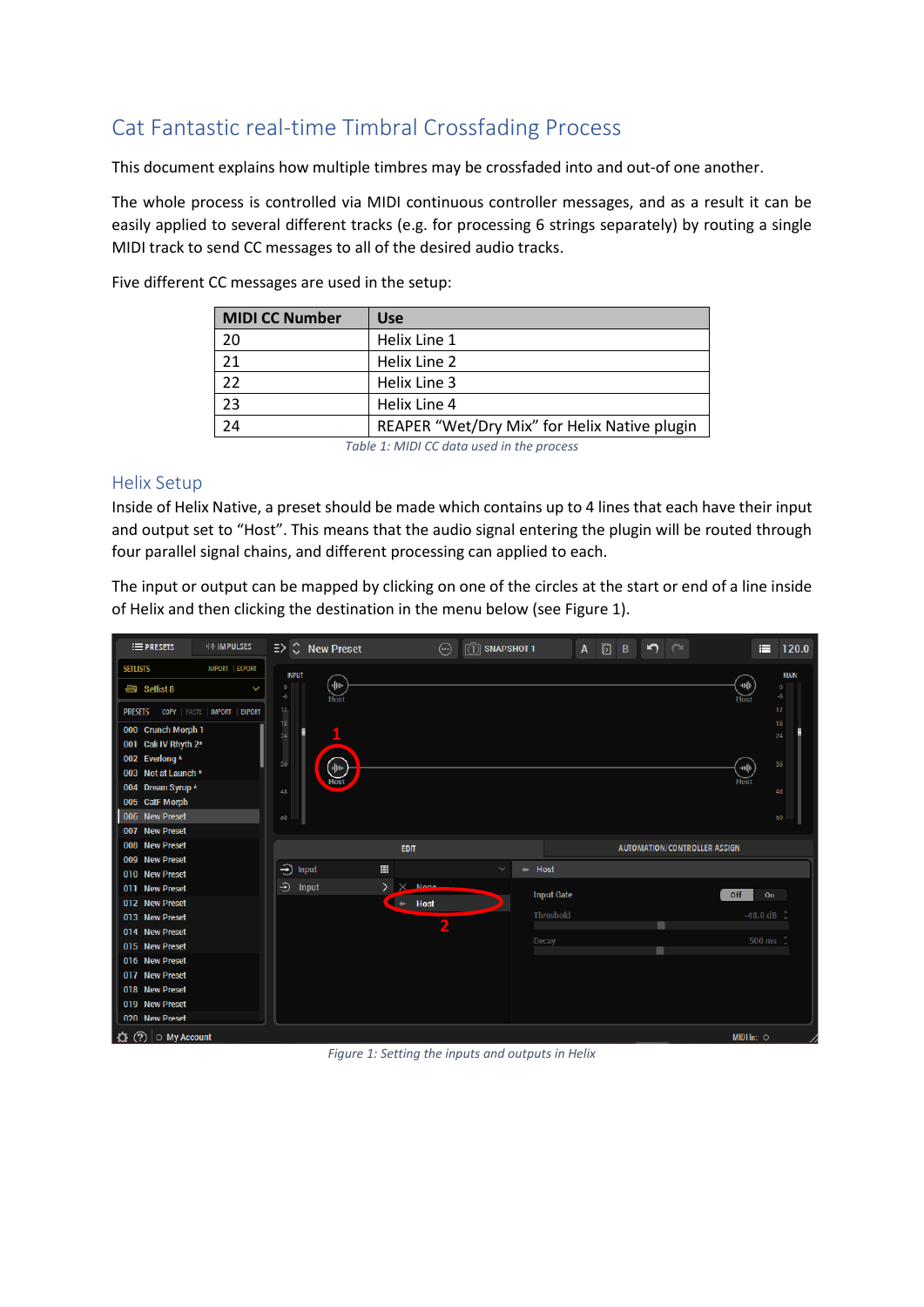# Cat Fantastic real-time Timbral Crossfading Process

This document explains how multiple timbres may be crossfaded into and out-of one another.

The whole process is controlled via MIDI continuous controller messages, and as a result it can be easily applied to several different tracks (e.g. for processing 6 strings separately) by routing a single MIDI track to send CC messages to all of the desired audio tracks.

Five different CC messages are used in the setup:

| MIDI CC Number | Use |
|---|---|
| 20 | Helix Line 1 |
| 21 | Helix Line 2 |
| 22 | Helix Line 3 |
| 23 | Helix Line 4 |
| 24 | REAPER "Wet/Dry Mix" for Helix Native plugin |

*Table 1: MIDI CC data used in the process*

## Helix Setup

Inside of Helix Native, a preset should be made which contains up to 4 lines that each have their input and output set to "Host". This means that the audio signal entering the plugin will be routed through four parallel signal chains, and different processing can applied to each.

The input or output can be mapped by clicking on one of the circles at the start or end of a line inside of Helix and then clicking the destination in the menu below (see Figure 1).

*Figure 1: Setting the inputs and outputs in Helix*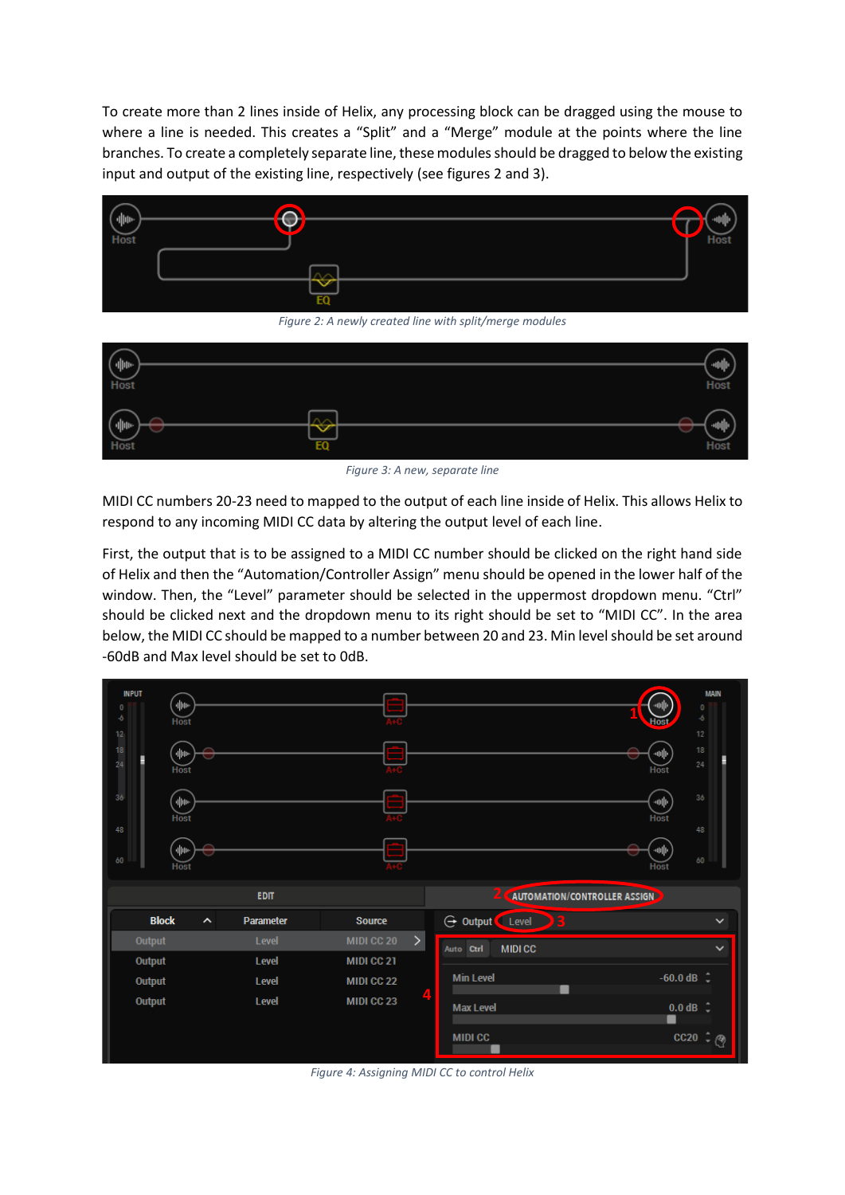To create more than 2 lines inside of Helix, any processing block can be dragged using the mouse to where a line is needed. This creates a “Split” and a “Merge” module at the points where the line branches. To create a completely separate line, these modules should be dragged to below the existing input and output of the existing line, respectively (see figures 2 and 3).

*Figure 2: A newly created line with split/merge modules*

*Figure 3: A new, separate line*

MIDI CC numbers 20-23 need to mapped to the output of each line inside of Helix. This allows Helix to respond to any incoming MIDI CC data by altering the output level of each line.

First, the output that is to be assigned to a MIDI CC number should be clicked on the right hand side of Helix and then the “Automation/Controller Assign” menu should be opened in the lower half of the window. Then, the “Level” parameter should be selected in the uppermost dropdown menu. “Ctrl” should be clicked next and the dropdown menu to its right should be set to “MIDI CC”. In the area below, the MIDI CC should be mapped to a number between 20 and 23. Min level should be set around -60dB and Max level should be set to 0dB.

*Figure 4: Assigning MIDI CC to control Helix*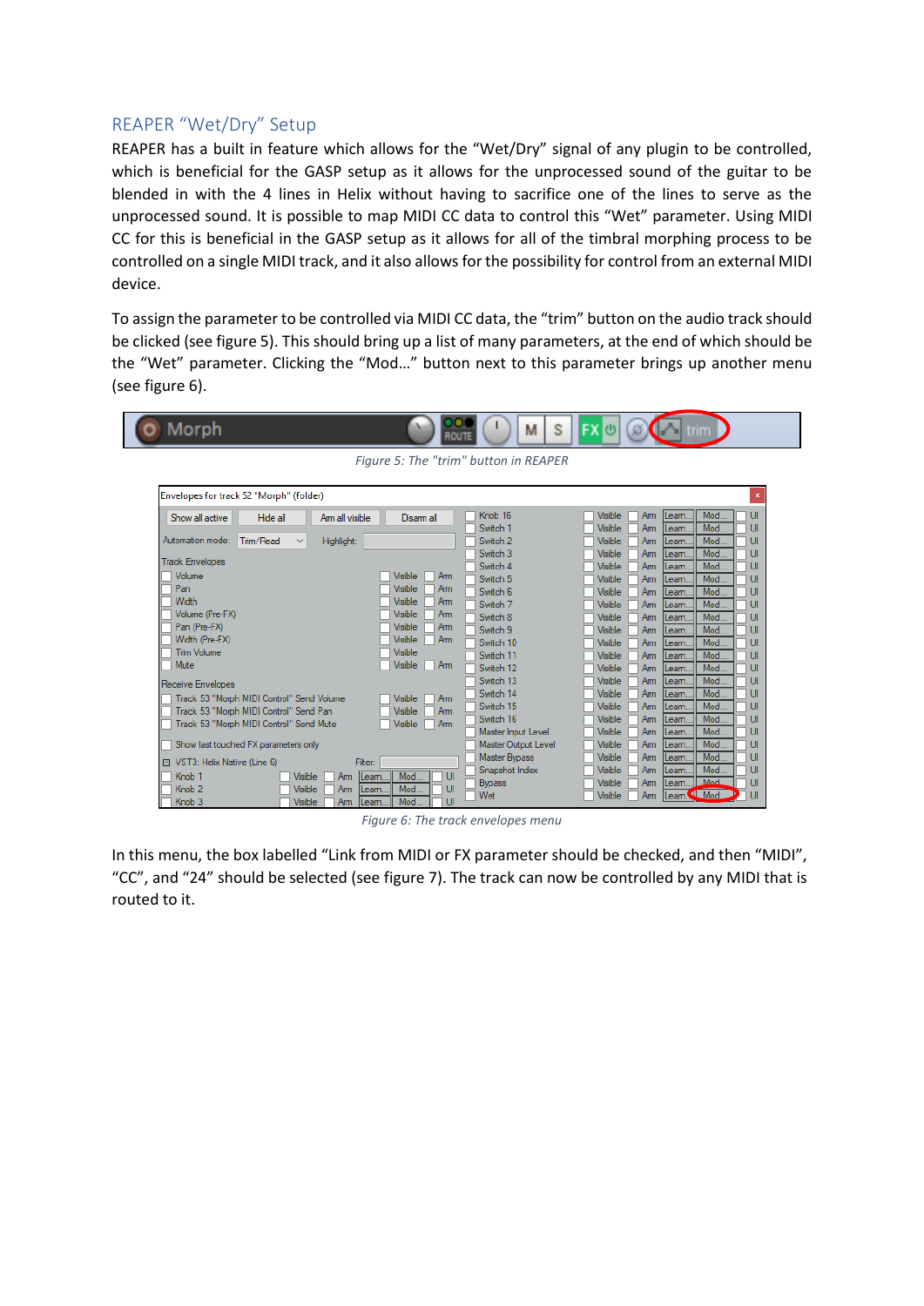## REAPER "Wet/Dry" Setup

REAPER has a built in feature which allows for the "Wet/Dry" signal of any plugin to be controlled, which is beneficial for the GASP setup as it allows for the unprocessed sound of the guitar to be blended in with the 4 lines in Helix without having to sacrifice one of the lines to serve as the unprocessed sound. It is possible to map MIDI CC data to control this "Wet" parameter. Using MIDI CC for this is beneficial in the GASP setup as it allows for all of the timbral morphing process to be controlled on a single MIDI track, and it also allows for the possibility for control from an external MIDI device.

To assign the parameter to be controlled via MIDI CC data, the "trim" button on the audio track should be clicked (see figure 5). This should bring up a list of many parameters, at the end of which should be the "Wet" parameter. Clicking the "Mod…" button next to this parameter brings up another menu (see figure 6).

*Figure 5: The "trim" button in REAPER*

*Figure 6: The track envelopes menu*

In this menu, the box labelled "Link from MIDI or FX parameter should be checked, and then "MIDI", "CC", and "24" should be selected (see figure 7). The track can now be controlled by any MIDI that is routed to it.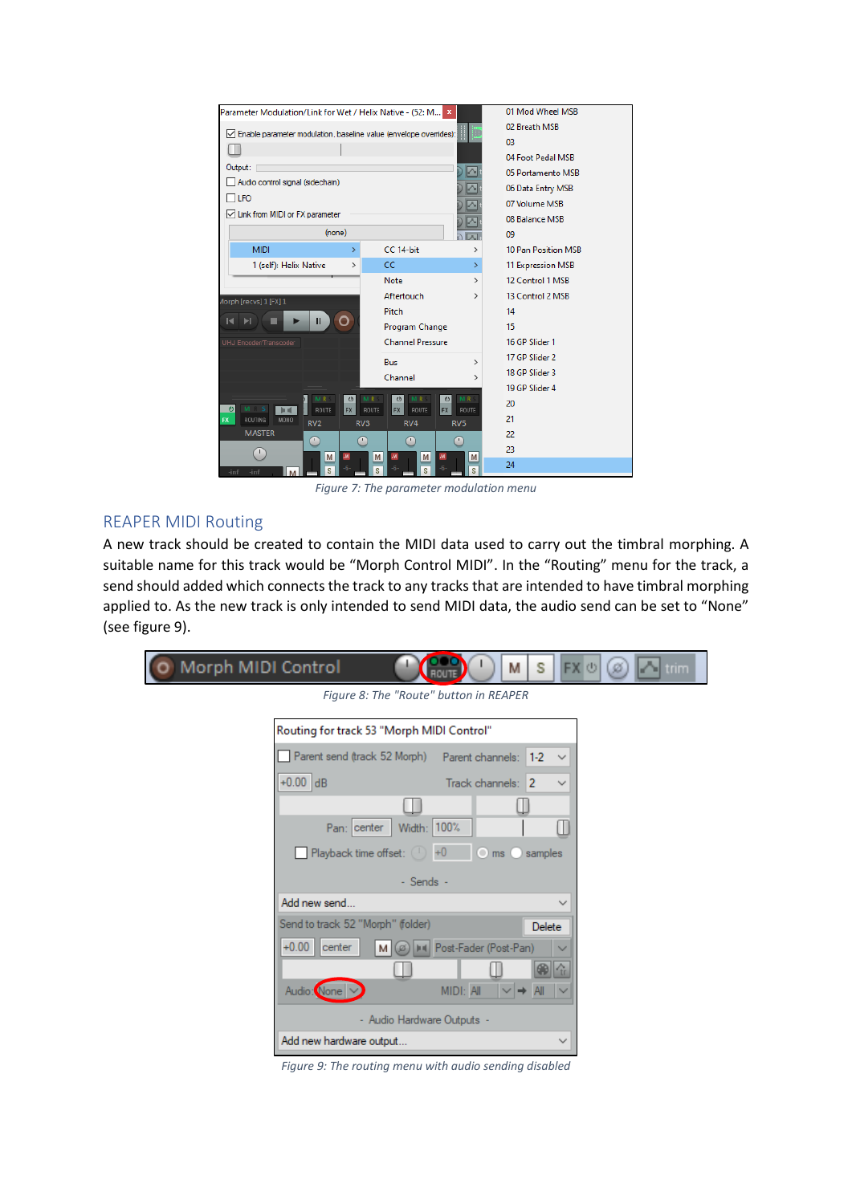Figure 7: The parameter modulation menu

## REAPER MIDI Routing

A new track should be created to contain the MIDI data used to carry out the timbral morphing. A suitable name for this track would be "Morph Control MIDI". In the "Routing" menu for the track, a send should added which connects the track to any tracks that are intended to have timbral morphing applied to. As the new track is only intended to send MIDI data, the audio send can be set to "None" (see figure 9).

Figure 8: The "Route" button in REAPER

Figure 9: The routing menu with audio sending disabled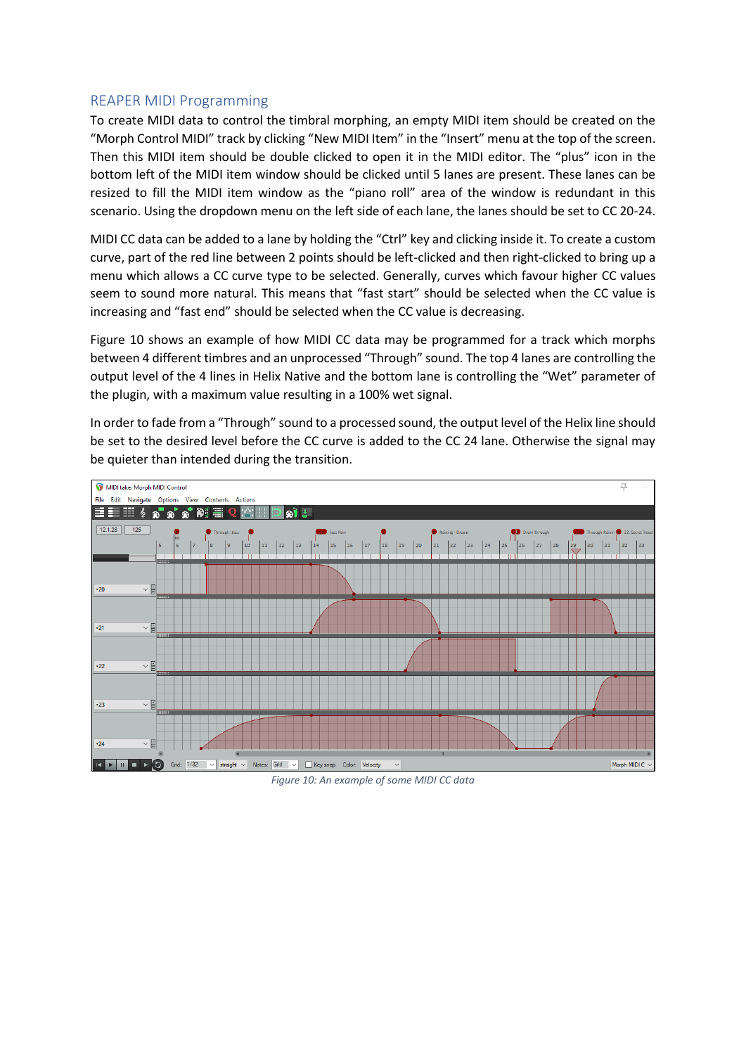## REAPER MIDI Programming

To create MIDI data to control the timbral morphing, an empty MIDI item should be created on the "Morph Control MIDI" track by clicking "New MIDI Item" in the "Insert" menu at the top of the screen. Then this MIDI item should be double clicked to open it in the MIDI editor. The "plus" icon in the bottom left of the MIDI item window should be clicked until 5 lanes are present. These lanes can be resized to fill the MIDI item window as the "piano roll" area of the window is redundant in this scenario. Using the dropdown menu on the left side of each lane, the lanes should be set to CC 20-24.

MIDI CC data can be added to a lane by holding the "Ctrl" key and clicking inside it. To create a custom curve, part of the red line between 2 points should be left-clicked and then right-clicked to bring up a menu which allows a CC curve type to be selected. Generally, curves which favour higher CC values seem to sound more natural. This means that "fast start" should be selected when the CC value is increasing and "fast end" should be selected when the CC value is decreasing.

Figure 10 shows an example of how MIDI CC data may be programmed for a track which morphs between 4 different timbres and an unprocessed "Through" sound. The top 4 lanes are controlling the output level of the 4 lines in Helix Native and the bottom lane is controlling the "Wet" parameter of the plugin, with a maximum value resulting in a 100% wet signal.

In order to fade from a "Through" sound to a processed sound, the output level of the Helix line should be set to the desired level before the CC curve is added to the CC 24 lane. Otherwise the signal may be quieter than intended during the transition.

*Figure 10: An example of some MIDI CC data*